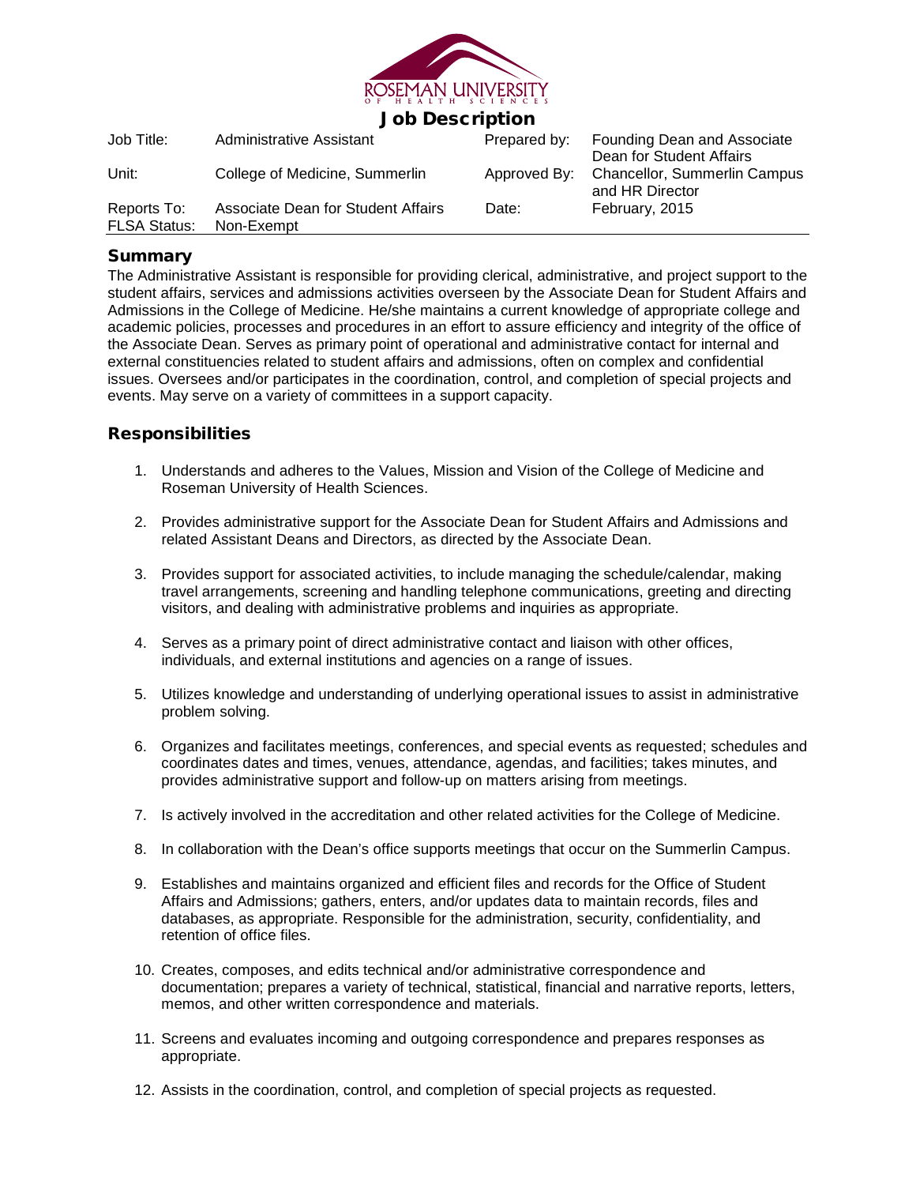ROSEMAN UNIVERSITY OF HEALTH SCIENCES

# Job Description

| Job Title: | Administrative Assistant | Prepared by: | Founding Dean and Associate Dean for Student Affairs |
|---|---|---|---|
| Unit: | College of Medicine, Summerlin | Approved By: | Chancellor, Summerlin Campus and HR Director |
| Reports To: | Associate Dean for Student Affairs | Date: | February, 2015 |
| FLSA Status: | Non-Exempt | | |

## Summary

The Administrative Assistant is responsible for providing clerical, administrative, and project support to the student affairs, services and admissions activities overseen by the Associate Dean for Student Affairs and Admissions in the College of Medicine. He/she maintains a current knowledge of appropriate college and academic policies, processes and procedures in an effort to assure efficiency and integrity of the office of the Associate Dean. Serves as primary point of operational and administrative contact for internal and external constituencies related to student affairs and admissions, often on complex and confidential issues. Oversees and/or participates in the coordination, control, and completion of special projects and events. May serve on a variety of committees in a support capacity.

## Responsibilities

1. Understands and adheres to the Values, Mission and Vision of the College of Medicine and Roseman University of Health Sciences.
2. Provides administrative support for the Associate Dean for Student Affairs and Admissions and related Assistant Deans and Directors, as directed by the Associate Dean.
3. Provides support for associated activities, to include managing the schedule/calendar, making travel arrangements, screening and handling telephone communications, greeting and directing visitors, and dealing with administrative problems and inquiries as appropriate.
4. Serves as a primary point of direct administrative contact and liaison with other offices, individuals, and external institutions and agencies on a range of issues.
5. Utilizes knowledge and understanding of underlying operational issues to assist in administrative problem solving.
6. Organizes and facilitates meetings, conferences, and special events as requested; schedules and coordinates dates and times, venues, attendance, agendas, and facilities; takes minutes, and provides administrative support and follow-up on matters arising from meetings.
7. Is actively involved in the accreditation and other related activities for the College of Medicine.
8. In collaboration with the Dean's office supports meetings that occur on the Summerlin Campus.
9. Establishes and maintains organized and efficient files and records for the Office of Student Affairs and Admissions; gathers, enters, and/or updates data to maintain records, files and databases, as appropriate. Responsible for the administration, security, confidentiality, and retention of office files.
10. Creates, composes, and edits technical and/or administrative correspondence and documentation; prepares a variety of technical, statistical, financial and narrative reports, letters, memos, and other written correspondence and materials.
11. Screens and evaluates incoming and outgoing correspondence and prepares responses as appropriate.
12. Assists in the coordination, control, and completion of special projects as requested.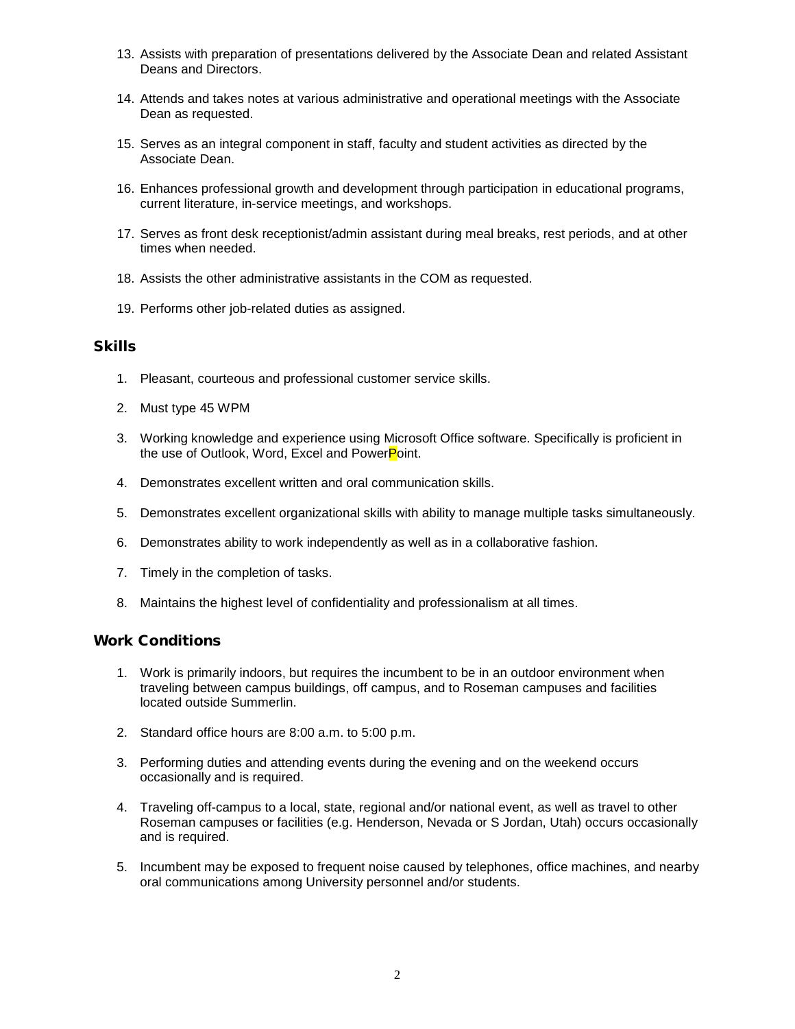13. Assists with preparation of presentations delivered by the Associate Dean and related Assistant Deans and Directors.

14. Attends and takes notes at various administrative and operational meetings with the Associate Dean as requested.

15. Serves as an integral component in staff, faculty and student activities as directed by the Associate Dean.

16. Enhances professional growth and development through participation in educational programs, current literature, in-service meetings, and workshops.

17. Serves as front desk receptionist/admin assistant during meal breaks, rest periods, and at other times when needed.

18. Assists the other administrative assistants in the COM as requested.

19. Performs other job-related duties as assigned.

## Skills

1. Pleasant, courteous and professional customer service skills.

2. Must type 45 WPM

3. Working knowledge and experience using Microsoft Office software. Specifically is proficient in the use of Outlook, Word, Excel and PowerPoint.

4. Demonstrates excellent written and oral communication skills.

5. Demonstrates excellent organizational skills with ability to manage multiple tasks simultaneously.

6. Demonstrates ability to work independently as well as in a collaborative fashion.

7. Timely in the completion of tasks.

8. Maintains the highest level of confidentiality and professionalism at all times.

## Work Conditions

1. Work is primarily indoors, but requires the incumbent to be in an outdoor environment when traveling between campus buildings, off campus, and to Roseman campuses and facilities located outside Summerlin.

2. Standard office hours are 8:00 a.m. to 5:00 p.m.

3. Performing duties and attending events during the evening and on the weekend occurs occasionally and is required.

4. Traveling off-campus to a local, state, regional and/or national event, as well as travel to other Roseman campuses or facilities (e.g. Henderson, Nevada or S Jordan, Utah) occurs occasionally and is required.

5. Incumbent may be exposed to frequent noise caused by telephones, office machines, and nearby oral communications among University personnel and/or students.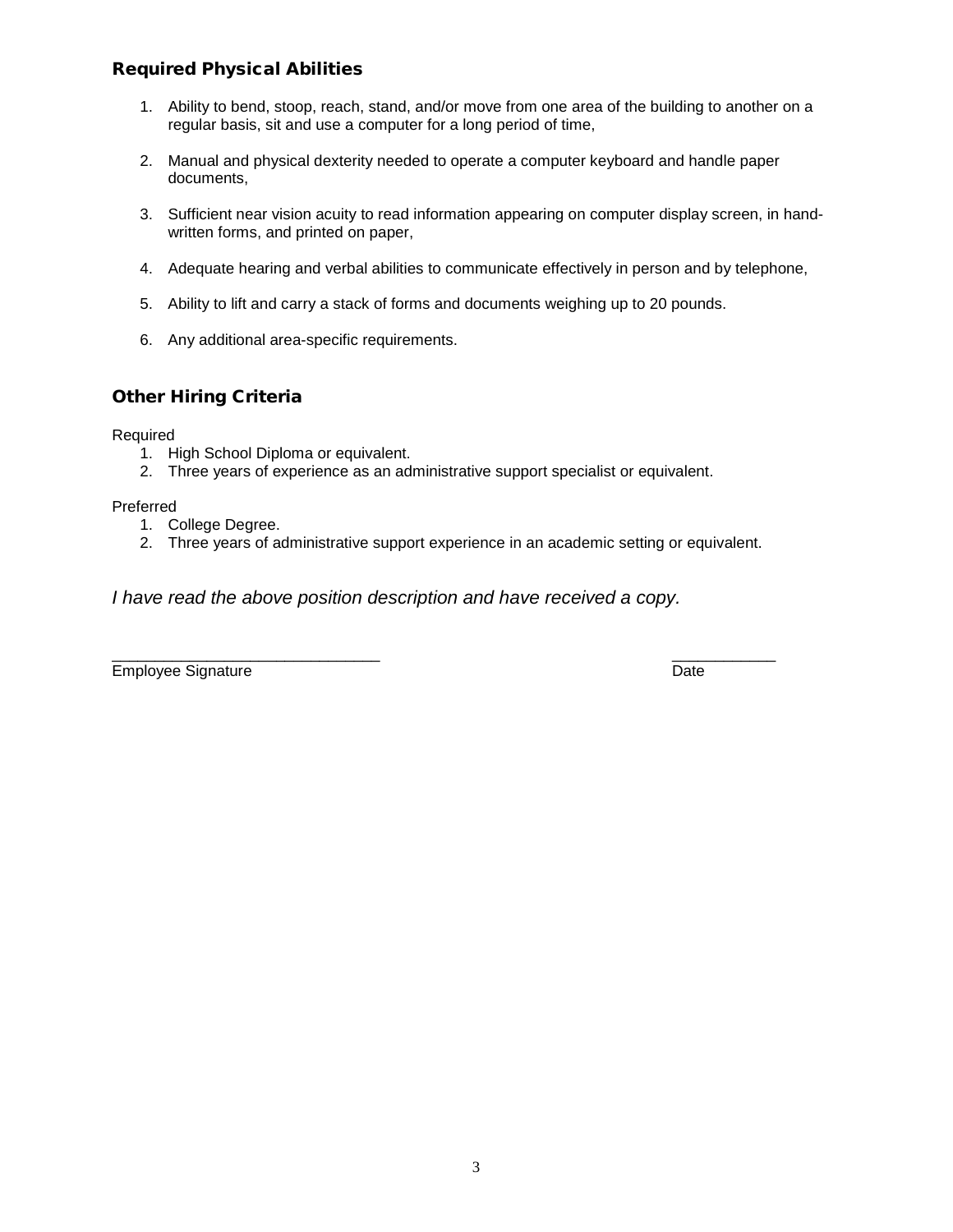## Required Physical Abilities

1. Ability to bend, stoop, reach, stand, and/or move from one area of the building to another on a regular basis, sit and use a computer for a long period of time,

2. Manual and physical dexterity needed to operate a computer keyboard and handle paper documents,

3. Sufficient near vision acuity to read information appearing on computer display screen, in hand-written forms, and printed on paper,

4. Adequate hearing and verbal abilities to communicate effectively in person and by telephone,

5. Ability to lift and carry a stack of forms and documents weighing up to 20 pounds.

6. Any additional area-specific requirements.

## Other Hiring Criteria

Required

1. High School Diploma or equivalent.
2. Three years of experience as an administrative support specialist or equivalent.

Preferred

1. College Degree.
2. Three years of administrative support experience in an academic setting or equivalent.

*I have read the above position description and have received a copy.*

_______________________________ ____________

Employee Signature Date